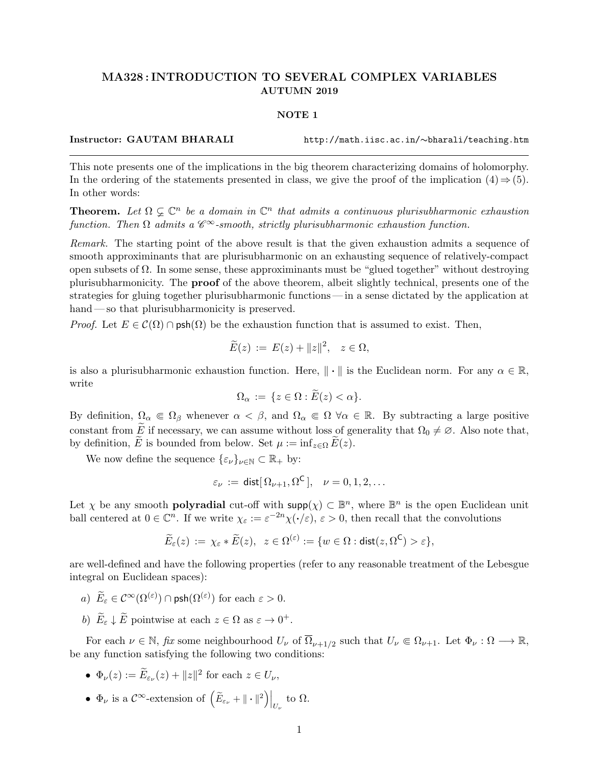# MA328 : INTRODUCTION TO SEVERAL COMPLEX VARIABLES
## AUTUMN 2019

### NOTE 1

**Instructor: GAUTAM BHARALI** http://math.iisc.ac.in/∼bharali/teaching.htm

---

This note presents one of the implications in the big theorem characterizing domains of holomorphy. In the ordering of the statements presented in class, we give the proof of the implication (4) ⇒ (5). In other words:

**Theorem.** *Let $\Omega \subsetneq \mathbb{C}^n$ be a domain in $\mathbb{C}^n$ that admits a continuous plurisubharmonic exhaustion function. Then $\Omega$ admits a $\mathscr{C}^\infty$-smooth, strictly plurisubharmonic exhaustion function.*

*Remark.* The starting point of the above result is that the given exhaustion admits a sequence of smooth approximinants that are plurisubharmonic on an exhausting sequence of relatively-compact open subsets of $\Omega$. In some sense, these approximinants must be "glued together" without destroying plurisubharmonicity. The **proof** of the above theorem, albeit slightly technical, presents one of the strategies for gluing together plurisubharmonic functions — in a sense dictated by the application at hand — so that plurisubharmonicity is preserved.

*Proof.* Let $E \in \mathcal{C}(\Omega) \cap \mathsf{psh}(\Omega)$ be the exhaustion function that is assumed to exist. Then,

$$\widetilde{E}(z) := E(z) + \|z\|^2, \quad z \in \Omega,$$

is also a plurisubharmonic exhaustion function. Here, $\|\cdot\|$ is the Euclidean norm. For any $\alpha \in \mathbb{R}$, write

$$\Omega_\alpha := \{z \in \Omega : \widetilde{E}(z) < \alpha\}.$$

By definition, $\Omega_\alpha \Subset \Omega_\beta$ whenever $\alpha < \beta$, and $\Omega_\alpha \Subset \Omega \ \forall \alpha \in \mathbb{R}$. By subtracting a large positive constant from $\widetilde{E}$ if necessary, we can assume without loss of generality that $\Omega_0 \neq \varnothing$. Also note that, by definition, $\widetilde{E}$ is bounded from below. Set $\mu := \inf_{z \in \Omega} \widetilde{E}(z)$.

We now define the sequence $\{\varepsilon_\nu\}_{\nu \in \mathbb{N}} \subset \mathbb{R}_+$ by:

$$\varepsilon_\nu := \mathsf{dist}[\,\Omega_{\nu+1}, \Omega^{\mathsf{C}}\,], \quad \nu = 0, 1, 2, \dots$$

Let $\chi$ be any smooth **polyradial** cut-off with $\mathsf{supp}(\chi) \subset \mathbb{B}^n$, where $\mathbb{B}^n$ is the open Euclidean unit ball centered at $0 \in \mathbb{C}^n$. If we write $\chi_\varepsilon := \varepsilon^{-2n}\chi(\boldsymbol{\cdot}/\varepsilon)$, $\varepsilon > 0$, then recall that the convolutions

$$\widetilde{E}_\varepsilon(z) := \chi_\varepsilon * \widetilde{E}(z), \ \ z \in \Omega^{(\varepsilon)} := \{w \in \Omega : \mathsf{dist}(z, \Omega^{\mathsf{C}}) > \varepsilon\},$$

are well-defined and have the following properties (refer to any reasonable treatment of the Lebesgue integral on Euclidean spaces):

*a)* $\widetilde{E}_\varepsilon \in \mathcal{C}^\infty(\Omega^{(\varepsilon)}) \cap \mathsf{psh}(\Omega^{(\varepsilon)})$ for each $\varepsilon > 0$.

*b)* $\widetilde{E}_\varepsilon \downarrow \widetilde{E}$ pointwise at each $z \in \Omega$ as $\varepsilon \to 0^+$.

For each $\nu \in \mathbb{N}$, *fix* some neighbourhood $U_\nu$ of $\overline{\Omega}_{\nu+1/2}$ such that $U_\nu \Subset \Omega_{\nu+1}$. Let $\Phi_\nu : \Omega \longrightarrow \mathbb{R}$, be any function satisfying the following two conditions:

- $\Phi_\nu(z) := \widetilde{E}_{\varepsilon_\nu}(z) + \|z\|^2$ for each $z \in U_\nu$,
- $\Phi_\nu$ is a $\mathcal{C}^\infty$-extension of $\left(\widetilde{E}_{\varepsilon_\nu} + \|\cdot\|^2\right)\Big|_{U_\nu}$ to $\Omega$.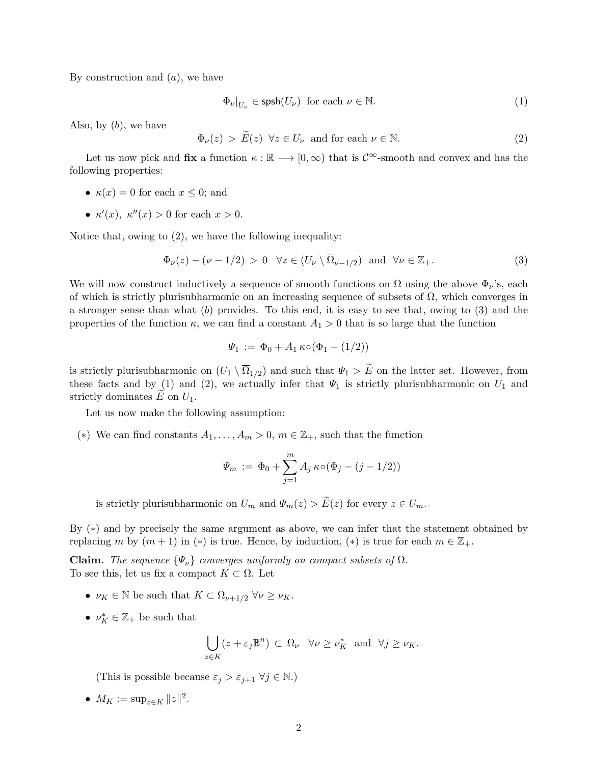By construction and $(a)$, we have

$$\Phi_\nu\big|_{U_\nu} \in \mathsf{spsh}(U_\nu) \text{ for each } \nu \in \mathbb{N}. \tag{1}$$

Also, by $(b)$, we have

$$\Phi_\nu(z) > \widetilde{E}(z) \ \ \forall z \in U_\nu \text{ and for each } \nu \in \mathbb{N}. \tag{2}$$

Let us now pick and **fix** a function $\kappa : \mathbb{R} \longrightarrow [0, \infty)$ that is $\mathcal{C}^\infty$-smooth and convex and has the following properties:

- $\kappa(x) = 0$ for each $x \leq 0$; and
- $\kappa'(x),\ \kappa''(x) > 0$ for each $x > 0$.

Notice that, owing to (2), we have the following inequality:

$$\Phi_\nu(z) - (\nu - 1/2) > 0 \ \ \forall z \in (U_\nu \setminus \overline{\Omega}_{\nu-1/2}) \text{ and } \forall \nu \in \mathbb{Z}_+. \tag{3}$$

We will now construct inductively a sequence of smooth functions on $\Omega$ using the above $\Phi_\nu$'s, each of which is strictly plurisubharmonic on an increasing sequence of subsets of $\Omega$, which converges in a stronger sense than what $(b)$ provides. To this end, it is easy to see that, owing to (3) and the properties of the function $\kappa$, we can find a constant $A_1 > 0$ that is so large that the function

$$\Psi_1 := \Phi_0 + A_1\, \kappa \circ (\Phi_1 - (1/2))$$

is strictly plurisubharmonic on $(U_1 \setminus \overline{\Omega}_{1/2})$ and such that $\Psi_1 > \widetilde{E}$ on the latter set. However, from these facts and by (1) and (2), we actually infer that $\Psi_1$ is strictly plurisubharmonic on $U_1$ and strictly dominates $\widetilde{E}$ on $U_1$.

Let us now make the following assumption:

$(*)$ We can find constants $A_1, \dots, A_m > 0$, $m \in \mathbb{Z}_+$, such that the function

$$\Psi_m := \Phi_0 + \sum_{j=1}^{m} A_j\, \kappa \circ (\Phi_j - (j - 1/2))$$

is strictly plurisubharmonic on $U_m$ and $\Psi_m(z) > \widetilde{E}(z)$ for every $z \in U_m$.

By $(*)$ and by precisely the same argument as above, we can infer that the statement obtained by replacing $m$ by $(m+1)$ in $(*)$ is true. Hence, by induction, $(*)$ is true for each $m \in \mathbb{Z}_+$.

**Claim.** *The sequence $\{\Psi_\nu\}$ converges uniformly on compact subsets of $\Omega$.*
To see this, let us fix a compact $K \subset \Omega$. Let

- $\nu_K \in \mathbb{N}$ be such that $K \subset \Omega_{\nu+1/2}$ $\forall \nu \geq \nu_K$.
- $\nu_K^* \in \mathbb{Z}_+$ be such that

$$\bigcup_{z \in K} (z + \varepsilon_j \mathbb{B}^n) \subset \Omega_\nu \ \ \forall \nu \geq \nu_K^* \text{ and } \forall j \geq \nu_K.$$

 (This is possible because $\varepsilon_j > \varepsilon_{j+1}$ $\forall j \in \mathbb{N}$.)

- $M_K := \sup_{z \in K} \|z\|^2$.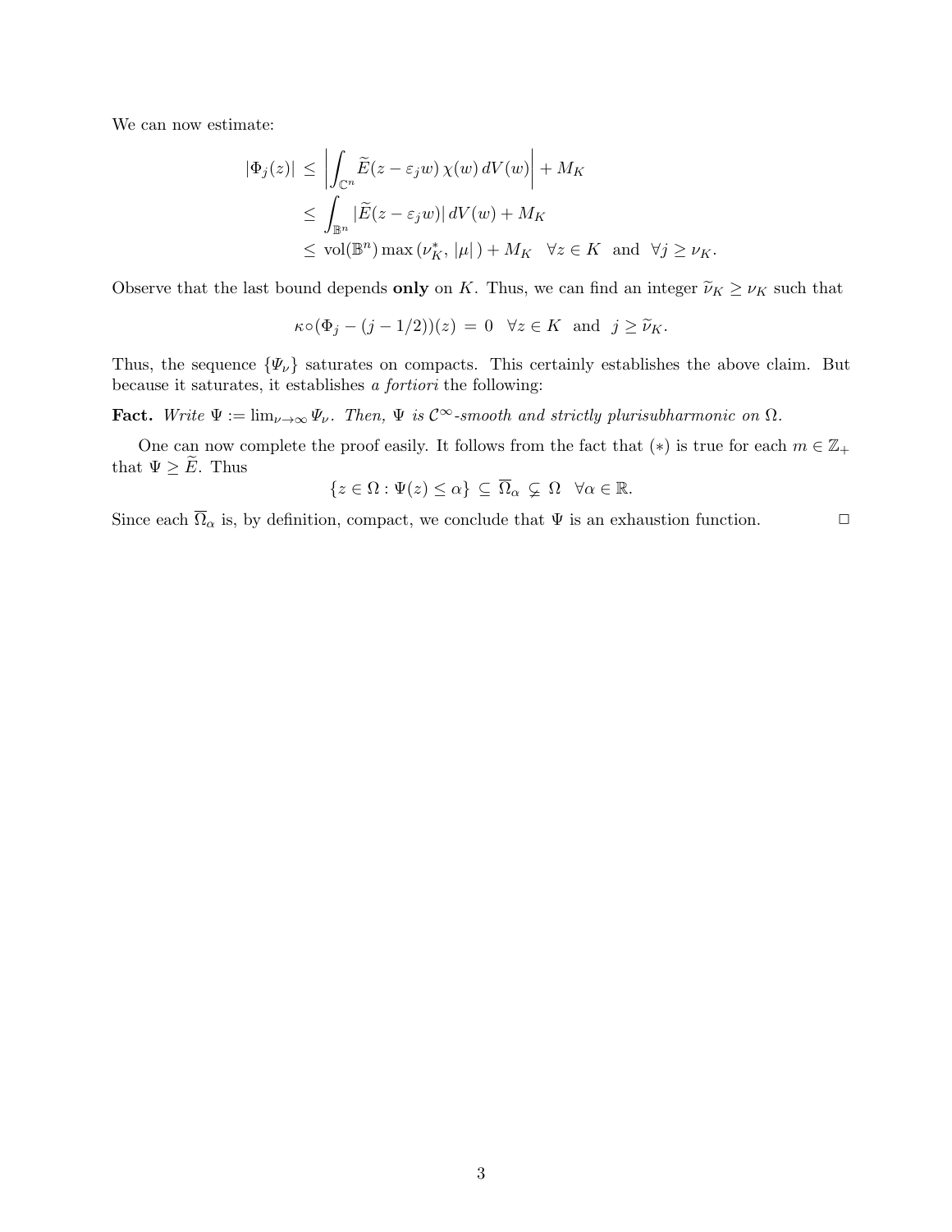We can now estimate:

$$
\begin{aligned}
|\Phi_j(z)| \;&\leq\; \left| \int_{\mathbb{C}^n} \widetilde{E}(z - \varepsilon_j w)\, \chi(w)\, dV(w) \right| + M_K \\
&\leq\; \int_{\mathbb{B}^n} |\widetilde{E}(z - \varepsilon_j w)|\, dV(w) + M_K \\
&\leq\; \mathrm{vol}(\mathbb{B}^n) \max\left(\nu_K^*,\, |\mu|\,\right) + M_K \quad \forall z \in K \;\text{ and }\; \forall j \geq \nu_K.
\end{aligned}
$$

Observe that the last bound depends **only** on $K$. Thus, we can find an integer $\widetilde{\nu}_K \geq \nu_K$ such that

$$
\kappa \circ (\Phi_j - (j - 1/2))(z) \;=\; 0 \quad \forall z \in K \;\text{ and }\; j \geq \widetilde{\nu}_K.
$$

Thus, the sequence $\{\Psi_\nu\}$ saturates on compacts. This certainly establishes the above claim. But because it saturates, it establishes *a fortiori* the following:

**Fact.** *Write $\Psi := \lim_{\nu \to \infty} \Psi_\nu$. Then, $\Psi$ is $\mathcal{C}^\infty$-smooth and strictly plurisubharmonic on $\Omega$.*

One can now complete the proof easily. It follows from the fact that $(*)$ is true for each $m \in \mathbb{Z}_+$ that $\Psi \geq \widetilde{E}$. Thus

$$
\{z \in \Omega : \Psi(z) \leq \alpha\} \;\subseteq\; \overline{\Omega}_\alpha \;\subsetneq\; \Omega \quad \forall \alpha \in \mathbb{R}.
$$

Since each $\overline{\Omega}_\alpha$ is, by definition, compact, we conclude that $\Psi$ is an exhaustion function. $\square$